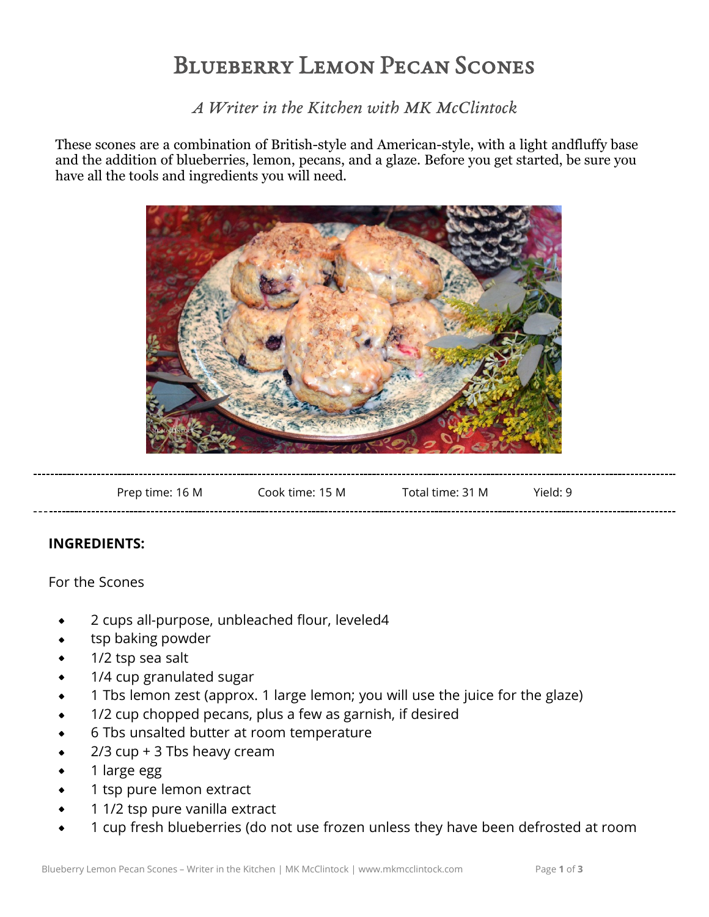# Blueberry Lemon Pecan Scones

*A Writer in the Kitchen with MK McClintock*

These scones are a combination of British-style and American-style, with a light andfluffy base and the addition of blueberries, lemon, pecans, and a glaze. Before you get started, be sure you have all the tools and ingredients you will need.

| Prep time: 16 M | Cook time: 15 M | Total time: 31 M | Yield: 9 |
|---|---|---|---|

**INGREDIENTS:**

For the Scones

- 2 cups all-purpose, unbleached flour, leveled4
- tsp baking powder
- 1/2 tsp sea salt
- 1/4 cup granulated sugar
- 1 Tbs lemon zest (approx. 1 large lemon; you will use the juice for the glaze)
- 1/2 cup chopped pecans, plus a few as garnish, if desired
- 6 Tbs unsalted butter at room temperature
- 2/3 cup + 3 Tbs heavy cream
- 1 large egg
- 1 tsp pure lemon extract
- 1 1/2 tsp pure vanilla extract
- 1 cup fresh blueberries (do not use frozen unless they have been defrosted at room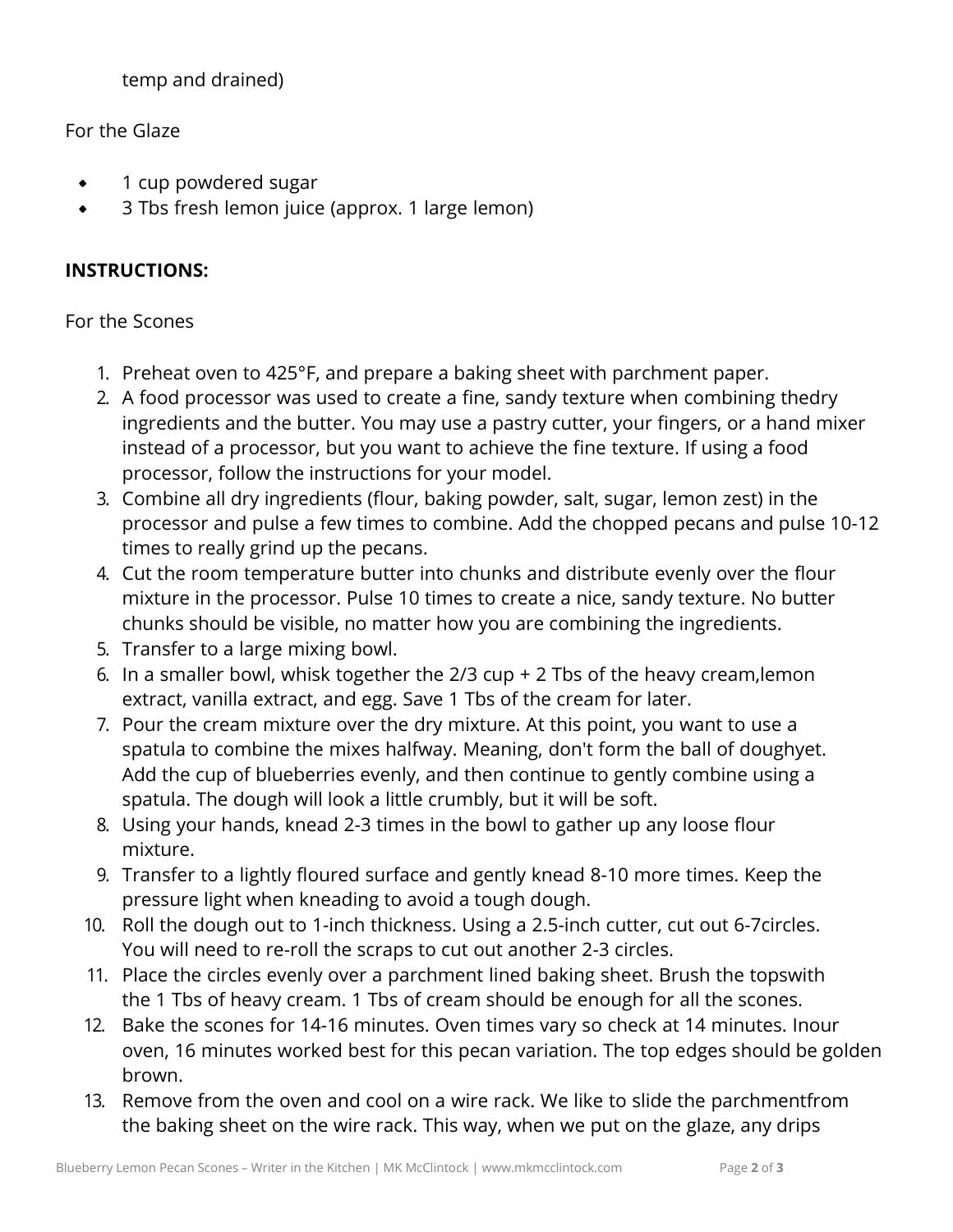temp and drained)

For the Glaze

- 1 cup powdered sugar
- 3 Tbs fresh lemon juice (approx. 1 large lemon)

**INSTRUCTIONS:**

For the Scones

1. Preheat oven to 425°F, and prepare a baking sheet with parchment paper.
2. A food processor was used to create a fine, sandy texture when combining thedry ingredients and the butter. You may use a pastry cutter, your fingers, or a hand mixer instead of a processor, but you want to achieve the fine texture. If using a food processor, follow the instructions for your model.
3. Combine all dry ingredients (flour, baking powder, salt, sugar, lemon zest) in the processor and pulse a few times to combine. Add the chopped pecans and pulse 10-12 times to really grind up the pecans.
4. Cut the room temperature butter into chunks and distribute evenly over the flour mixture in the processor. Pulse 10 times to create a nice, sandy texture. No butter chunks should be visible, no matter how you are combining the ingredients.
5. Transfer to a large mixing bowl.
6. In a smaller bowl, whisk together the 2/3 cup + 2 Tbs of the heavy cream,lemon extract, vanilla extract, and egg. Save 1 Tbs of the cream for later.
7. Pour the cream mixture over the dry mixture. At this point, you want to use a spatula to combine the mixes halfway. Meaning, don't form the ball of doughyet. Add the cup of blueberries evenly, and then continue to gently combine using a spatula. The dough will look a little crumbly, but it will be soft.
8. Using your hands, knead 2-3 times in the bowl to gather up any loose flour mixture.
9. Transfer to a lightly floured surface and gently knead 8-10 more times. Keep the pressure light when kneading to avoid a tough dough.
10. Roll the dough out to 1-inch thickness. Using a 2.5-inch cutter, cut out 6-7circles. You will need to re-roll the scraps to cut out another 2-3 circles.
11. Place the circles evenly over a parchment lined baking sheet. Brush the topswith the 1 Tbs of heavy cream. 1 Tbs of cream should be enough for all the scones.
12. Bake the scones for 14-16 minutes. Oven times vary so check at 14 minutes. Inour oven, 16 minutes worked best for this pecan variation. The top edges should be golden brown.
13. Remove from the oven and cool on a wire rack. We like to slide the parchmentfrom the baking sheet on the wire rack. This way, when we put on the glaze, any drips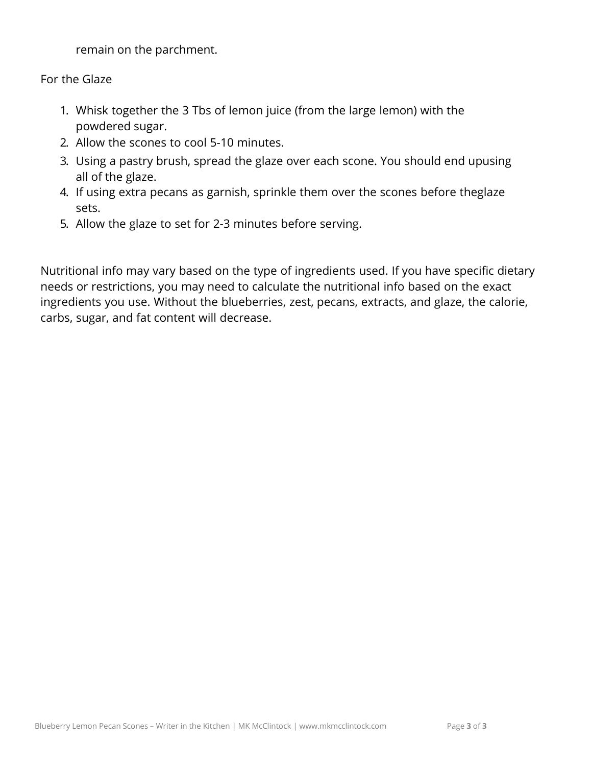remain on the parchment.

For the Glaze

1. Whisk together the 3 Tbs of lemon juice (from the large lemon) with the powdered sugar.
2. Allow the scones to cool 5-10 minutes.
3. Using a pastry brush, spread the glaze over each scone. You should end upusing all of the glaze.
4. If using extra pecans as garnish, sprinkle them over the scones before theglaze sets.
5. Allow the glaze to set for 2-3 minutes before serving.

Nutritional info may vary based on the type of ingredients used. If you have specific dietary needs or restrictions, you may need to calculate the nutritional info based on the exact ingredients you use. Without the blueberries, zest, pecans, extracts, and glaze, the calorie, carbs, sugar, and fat content will decrease.